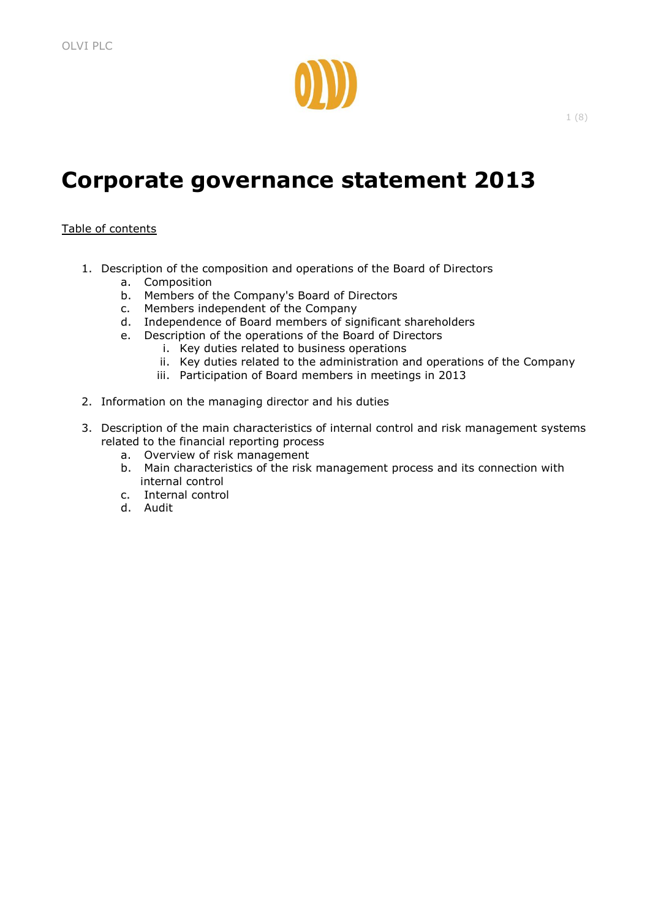# Corporate governance statement 2013

Table of contents

1. Description of the composition and operations of the Board of Directors
   a. Composition
   b. Members of the Company's Board of Directors
   c. Members independent of the Company
   d. Independence of Board members of significant shareholders
   e. Description of the operations of the Board of Directors
      i. Key duties related to business operations
      ii. Key duties related to the administration and operations of the Company
      iii. Participation of Board members in meetings in 2013

2. Information on the managing director and his duties

3. Description of the main characteristics of internal control and risk management systems related to the financial reporting process
   a. Overview of risk management
   b. Main characteristics of the risk management process and its connection with internal control
   c. Internal control
   d. Audit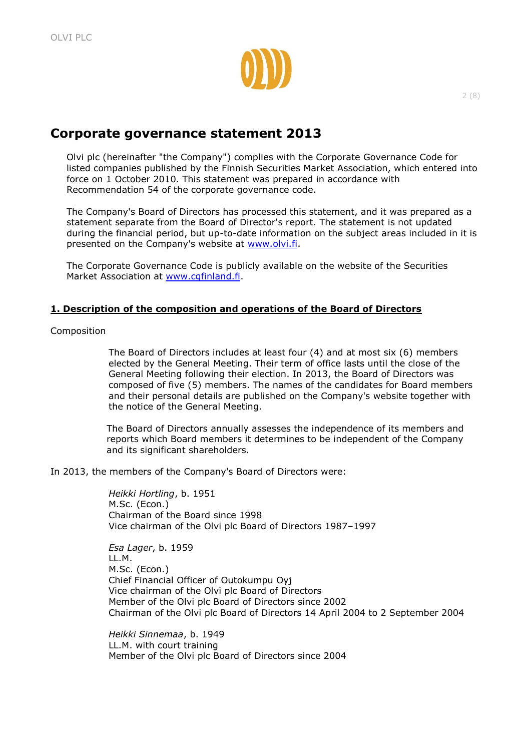# Corporate governance statement 2013

Olvi plc (hereinafter "the Company") complies with the Corporate Governance Code for listed companies published by the Finnish Securities Market Association, which entered into force on 1 October 2010. This statement was prepared in accordance with Recommendation 54 of the corporate governance code.

The Company's Board of Directors has processed this statement, and it was prepared as a statement separate from the Board of Director's report. The statement is not updated during the financial period, but up-to-date information on the subject areas included in it is presented on the Company's website at www.olvi.fi.

The Corporate Governance Code is publicly available on the website of the Securities Market Association at www.cgfinland.fi.

## 1. Description of the composition and operations of the Board of Directors

Composition

The Board of Directors includes at least four (4) and at most six (6) members elected by the General Meeting. Their term of office lasts until the close of the General Meeting following their election. In 2013, the Board of Directors was composed of five (5) members. The names of the candidates for Board members and their personal details are published on the Company's website together with the notice of the General Meeting.

The Board of Directors annually assesses the independence of its members and reports which Board members it determines to be independent of the Company and its significant shareholders.

In 2013, the members of the Company's Board of Directors were:

*Heikki Hortling*, b. 1951
M.Sc. (Econ.)
Chairman of the Board since 1998
Vice chairman of the Olvi plc Board of Directors 1987–1997

*Esa Lager*, b. 1959
LL.M.
M.Sc. (Econ.)
Chief Financial Officer of Outokumpu Oyj
Vice chairman of the Olvi plc Board of Directors
Member of the Olvi plc Board of Directors since 2002
Chairman of the Olvi plc Board of Directors 14 April 2004 to 2 September 2004

*Heikki Sinnemaa*, b. 1949
LL.M. with court training
Member of the Olvi plc Board of Directors since 2004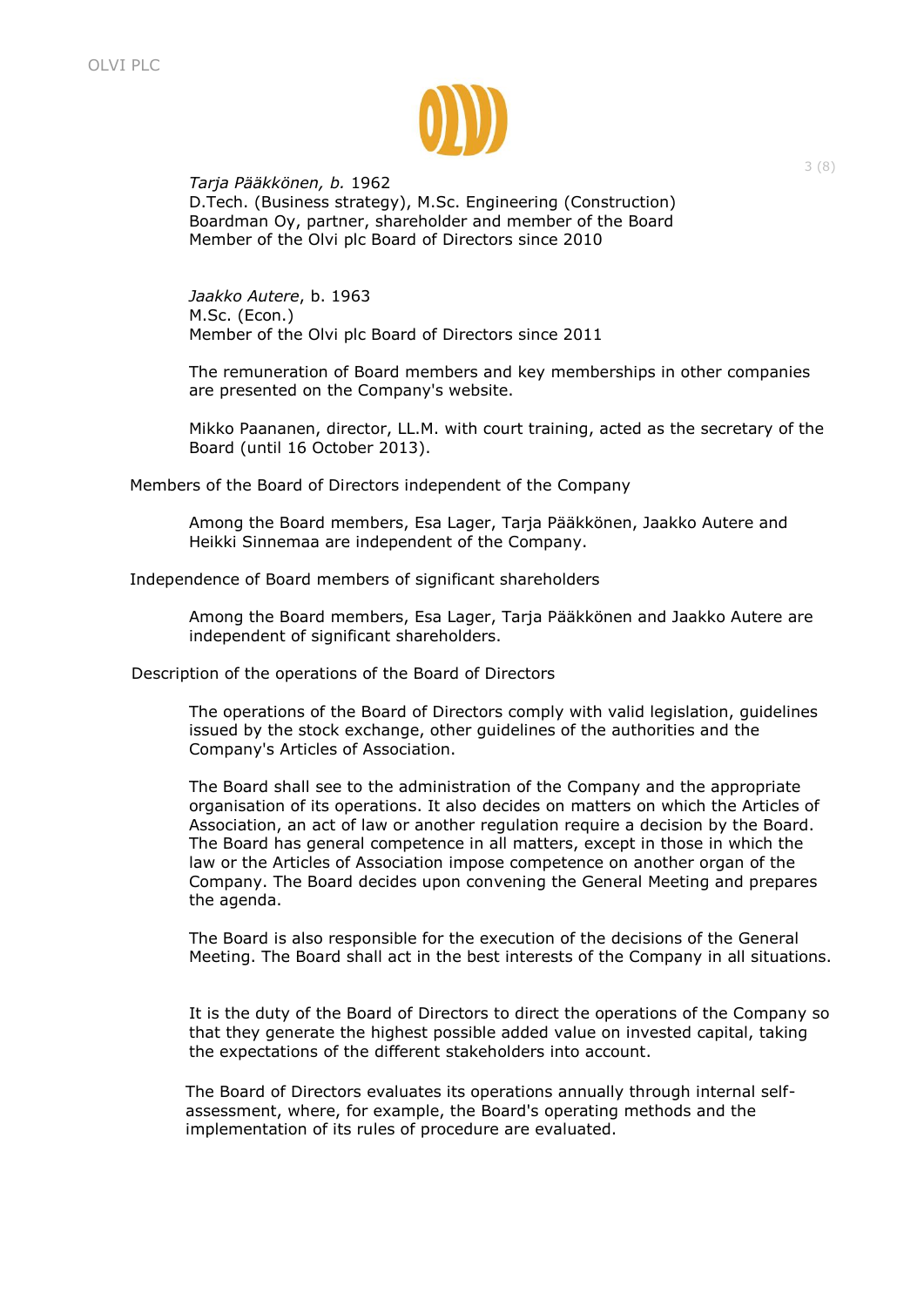*Tarja Pääkkönen, b.* 1962
D.Tech. (Business strategy), M.Sc. Engineering (Construction)
Boardman Oy, partner, shareholder and member of the Board
Member of the Olvi plc Board of Directors since 2010

*Jaakko Autere*, b. 1963
M.Sc. (Econ.)
Member of the Olvi plc Board of Directors since 2011

The remuneration of Board members and key memberships in other companies are presented on the Company's website.

Mikko Paananen, director, LL.M. with court training, acted as the secretary of the Board (until 16 October 2013).

## Members of the Board of Directors independent of the Company

Among the Board members, Esa Lager, Tarja Pääkkönen, Jaakko Autere and Heikki Sinnemaa are independent of the Company.

## Independence of Board members of significant shareholders

Among the Board members, Esa Lager, Tarja Pääkkönen and Jaakko Autere are independent of significant shareholders.

## Description of the operations of the Board of Directors

The operations of the Board of Directors comply with valid legislation, guidelines issued by the stock exchange, other guidelines of the authorities and the Company's Articles of Association.

The Board shall see to the administration of the Company and the appropriate organisation of its operations. It also decides on matters on which the Articles of Association, an act of law or another regulation require a decision by the Board. The Board has general competence in all matters, except in those in which the law or the Articles of Association impose competence on another organ of the Company. The Board decides upon convening the General Meeting and prepares the agenda.

The Board is also responsible for the execution of the decisions of the General Meeting. The Board shall act in the best interests of the Company in all situations.

It is the duty of the Board of Directors to direct the operations of the Company so that they generate the highest possible added value on invested capital, taking the expectations of the different stakeholders into account.

The Board of Directors evaluates its operations annually through internal self-assessment, where, for example, the Board's operating methods and the implementation of its rules of procedure are evaluated.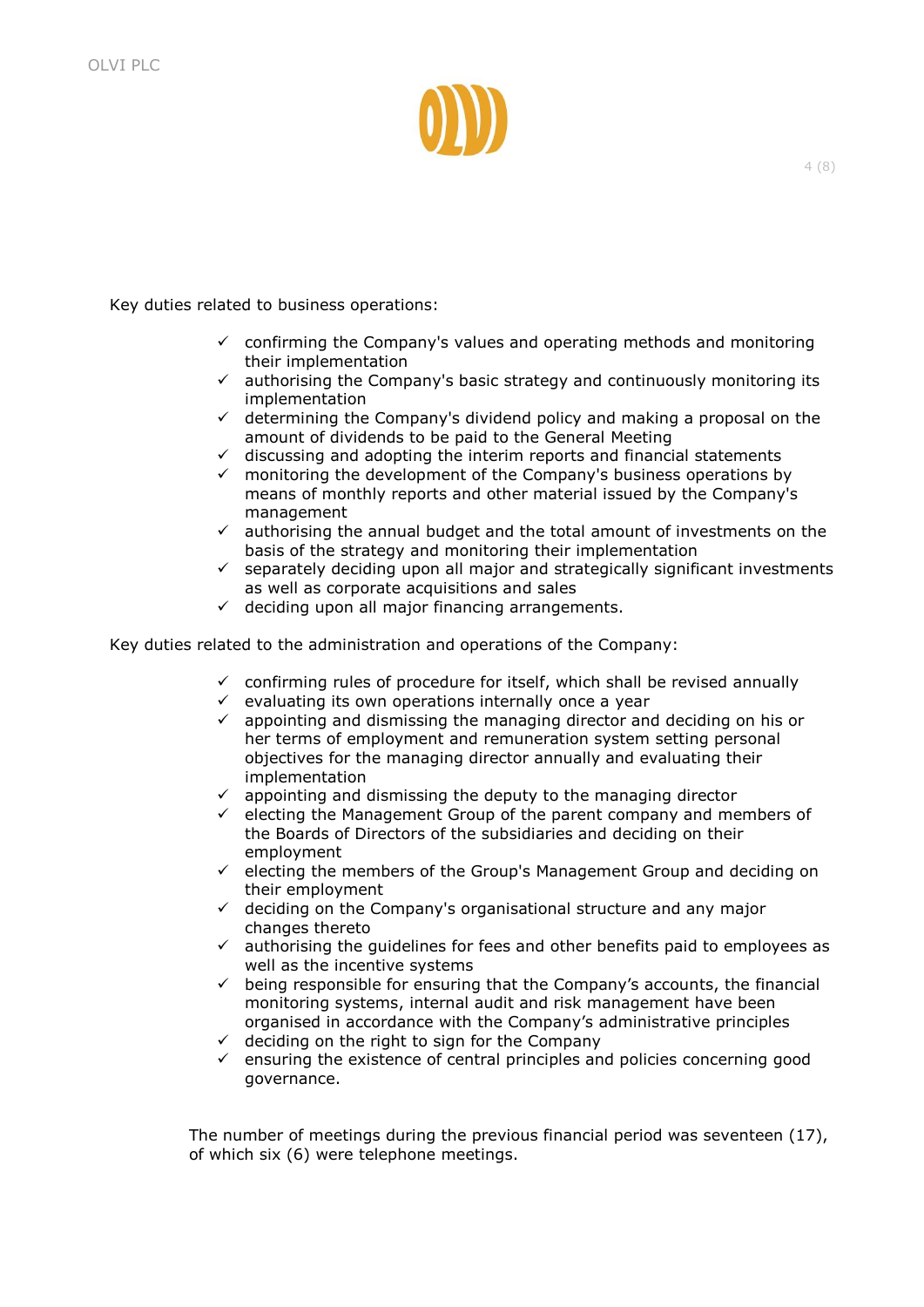Key duties related to business operations:

- ✓ confirming the Company's values and operating methods and monitoring their implementation
- ✓ authorising the Company's basic strategy and continuously monitoring its implementation
- ✓ determining the Company's dividend policy and making a proposal on the amount of dividends to be paid to the General Meeting
- ✓ discussing and adopting the interim reports and financial statements
- ✓ monitoring the development of the Company's business operations by means of monthly reports and other material issued by the Company's management
- ✓ authorising the annual budget and the total amount of investments on the basis of the strategy and monitoring their implementation
- ✓ separately deciding upon all major and strategically significant investments as well as corporate acquisitions and sales
- ✓ deciding upon all major financing arrangements.

Key duties related to the administration and operations of the Company:

- ✓ confirming rules of procedure for itself, which shall be revised annually
- ✓ evaluating its own operations internally once a year
- ✓ appointing and dismissing the managing director and deciding on his or her terms of employment and remuneration system setting personal objectives for the managing director annually and evaluating their implementation
- ✓ appointing and dismissing the deputy to the managing director
- ✓ electing the Management Group of the parent company and members of the Boards of Directors of the subsidiaries and deciding on their employment
- ✓ electing the members of the Group's Management Group and deciding on their employment
- ✓ deciding on the Company's organisational structure and any major changes thereto
- ✓ authorising the guidelines for fees and other benefits paid to employees as well as the incentive systems
- ✓ being responsible for ensuring that the Company's accounts, the financial monitoring systems, internal audit and risk management have been organised in accordance with the Company's administrative principles
- ✓ deciding on the right to sign for the Company
- ✓ ensuring the existence of central principles and policies concerning good governance.

The number of meetings during the previous financial period was seventeen (17), of which six (6) were telephone meetings.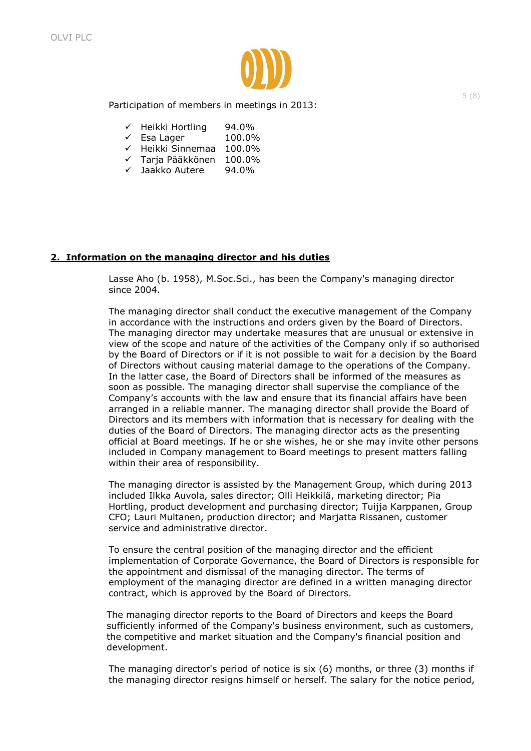Participation of members in meetings in 2013:

- ✓ Heikki Hortling 94.0%
- ✓ Esa Lager 100.0%
- ✓ Heikki Sinnemaa 100.0%
- ✓ Tarja Pääkkönen 100.0%
- ✓ Jaakko Autere 94.0%

## 2. Information on the managing director and his duties

Lasse Aho (b. 1958), M.Soc.Sci., has been the Company's managing director since 2004.

The managing director shall conduct the executive management of the Company in accordance with the instructions and orders given by the Board of Directors. The managing director may undertake measures that are unusual or extensive in view of the scope and nature of the activities of the Company only if so authorised by the Board of Directors or if it is not possible to wait for a decision by the Board of Directors without causing material damage to the operations of the Company. In the latter case, the Board of Directors shall be informed of the measures as soon as possible. The managing director shall supervise the compliance of the Company's accounts with the law and ensure that its financial affairs have been arranged in a reliable manner. The managing director shall provide the Board of Directors and its members with information that is necessary for dealing with the duties of the Board of Directors. The managing director acts as the presenting official at Board meetings. If he or she wishes, he or she may invite other persons included in Company management to Board meetings to present matters falling within their area of responsibility.

The managing director is assisted by the Management Group, which during 2013 included Ilkka Auvola, sales director; Olli Heikkilä, marketing director; Pia Hortling, product development and purchasing director; Tuijja Karppanen, Group CFO; Lauri Multanen, production director; and Marjatta Rissanen, customer service and administrative director.

To ensure the central position of the managing director and the efficient implementation of Corporate Governance, the Board of Directors is responsible for the appointment and dismissal of the managing director. The terms of employment of the managing director are defined in a written managing director contract, which is approved by the Board of Directors.

The managing director reports to the Board of Directors and keeps the Board sufficiently informed of the Company's business environment, such as customers, the competitive and market situation and the Company's financial position and development.

The managing director's period of notice is six (6) months, or three (3) months if the managing director resigns himself or herself. The salary for the notice period,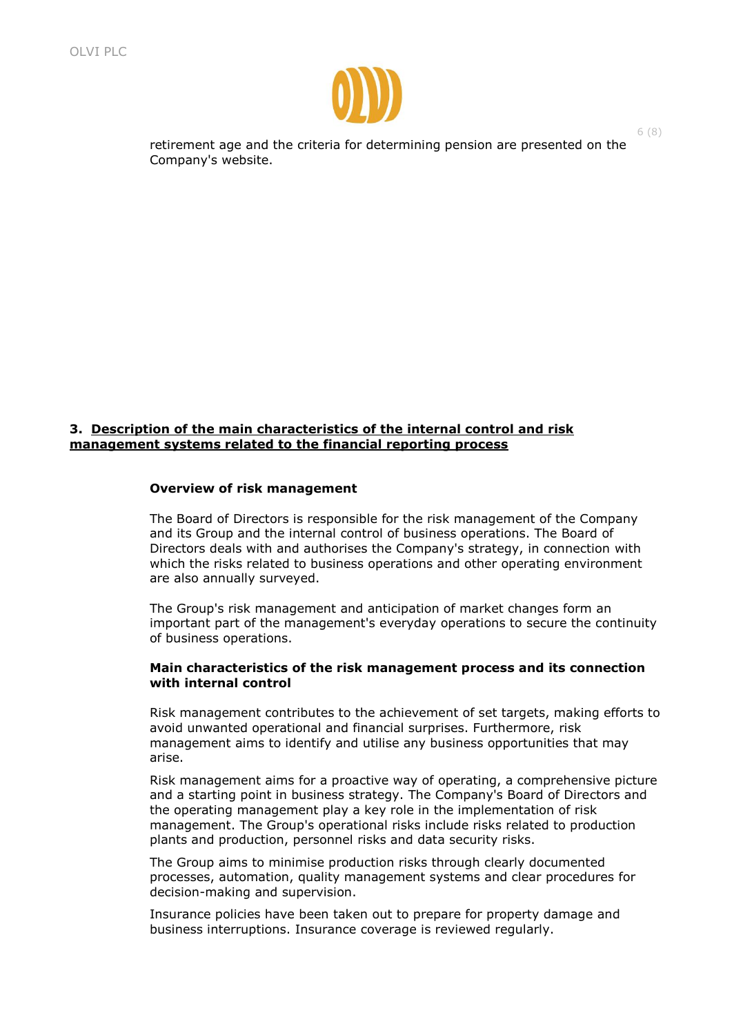retirement age and the criteria for determining pension are presented on the Company's website.

## 3. Description of the main characteristics of the internal control and risk management systems related to the financial reporting process

### Overview of risk management

The Board of Directors is responsible for the risk management of the Company and its Group and the internal control of business operations. The Board of Directors deals with and authorises the Company's strategy, in connection with which the risks related to business operations and other operating environment are also annually surveyed.

The Group's risk management and anticipation of market changes form an important part of the management's everyday operations to secure the continuity of business operations.

### Main characteristics of the risk management process and its connection with internal control

Risk management contributes to the achievement of set targets, making efforts to avoid unwanted operational and financial surprises. Furthermore, risk management aims to identify and utilise any business opportunities that may arise.

Risk management aims for a proactive way of operating, a comprehensive picture and a starting point in business strategy. The Company's Board of Directors and the operating management play a key role in the implementation of risk management. The Group's operational risks include risks related to production plants and production, personnel risks and data security risks.

The Group aims to minimise production risks through clearly documented processes, automation, quality management systems and clear procedures for decision-making and supervision.

Insurance policies have been taken out to prepare for property damage and business interruptions. Insurance coverage is reviewed regularly.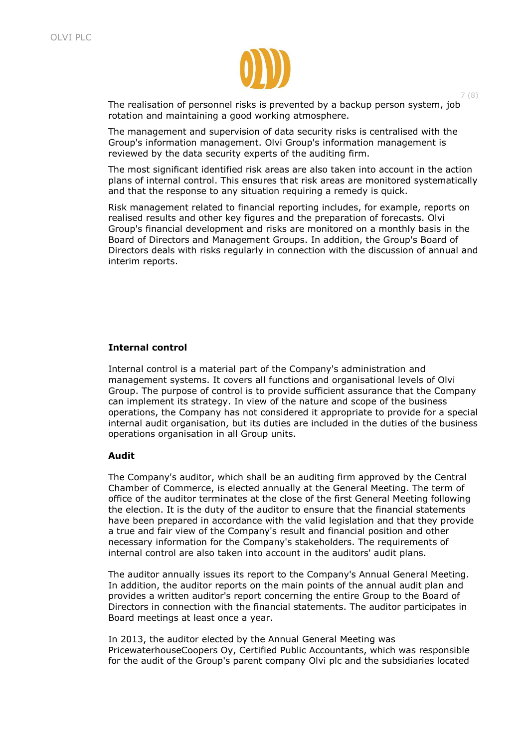The realisation of personnel risks is prevented by a backup person system, job rotation and maintaining a good working atmosphere.

The management and supervision of data security risks is centralised with the Group's information management. Olvi Group's information management is reviewed by the data security experts of the auditing firm.

The most significant identified risk areas are also taken into account in the action plans of internal control. This ensures that risk areas are monitored systematically and that the response to any situation requiring a remedy is quick.

Risk management related to financial reporting includes, for example, reports on realised results and other key figures and the preparation of forecasts. Olvi Group's financial development and risks are monitored on a monthly basis in the Board of Directors and Management Groups. In addition, the Group's Board of Directors deals with risks regularly in connection with the discussion of annual and interim reports.

**Internal control**

Internal control is a material part of the Company's administration and management systems. It covers all functions and organisational levels of Olvi Group. The purpose of control is to provide sufficient assurance that the Company can implement its strategy. In view of the nature and scope of the business operations, the Company has not considered it appropriate to provide for a special internal audit organisation, but its duties are included in the duties of the business operations organisation in all Group units.

**Audit**

The Company's auditor, which shall be an auditing firm approved by the Central Chamber of Commerce, is elected annually at the General Meeting. The term of office of the auditor terminates at the close of the first General Meeting following the election. It is the duty of the auditor to ensure that the financial statements have been prepared in accordance with the valid legislation and that they provide a true and fair view of the Company's result and financial position and other necessary information for the Company's stakeholders. The requirements of internal control are also taken into account in the auditors' audit plans.

The auditor annually issues its report to the Company's Annual General Meeting. In addition, the auditor reports on the main points of the annual audit plan and provides a written auditor's report concerning the entire Group to the Board of Directors in connection with the financial statements. The auditor participates in Board meetings at least once a year.

In 2013, the auditor elected by the Annual General Meeting was PricewaterhouseCoopers Oy, Certified Public Accountants, which was responsible for the audit of the Group's parent company Olvi plc and the subsidiaries located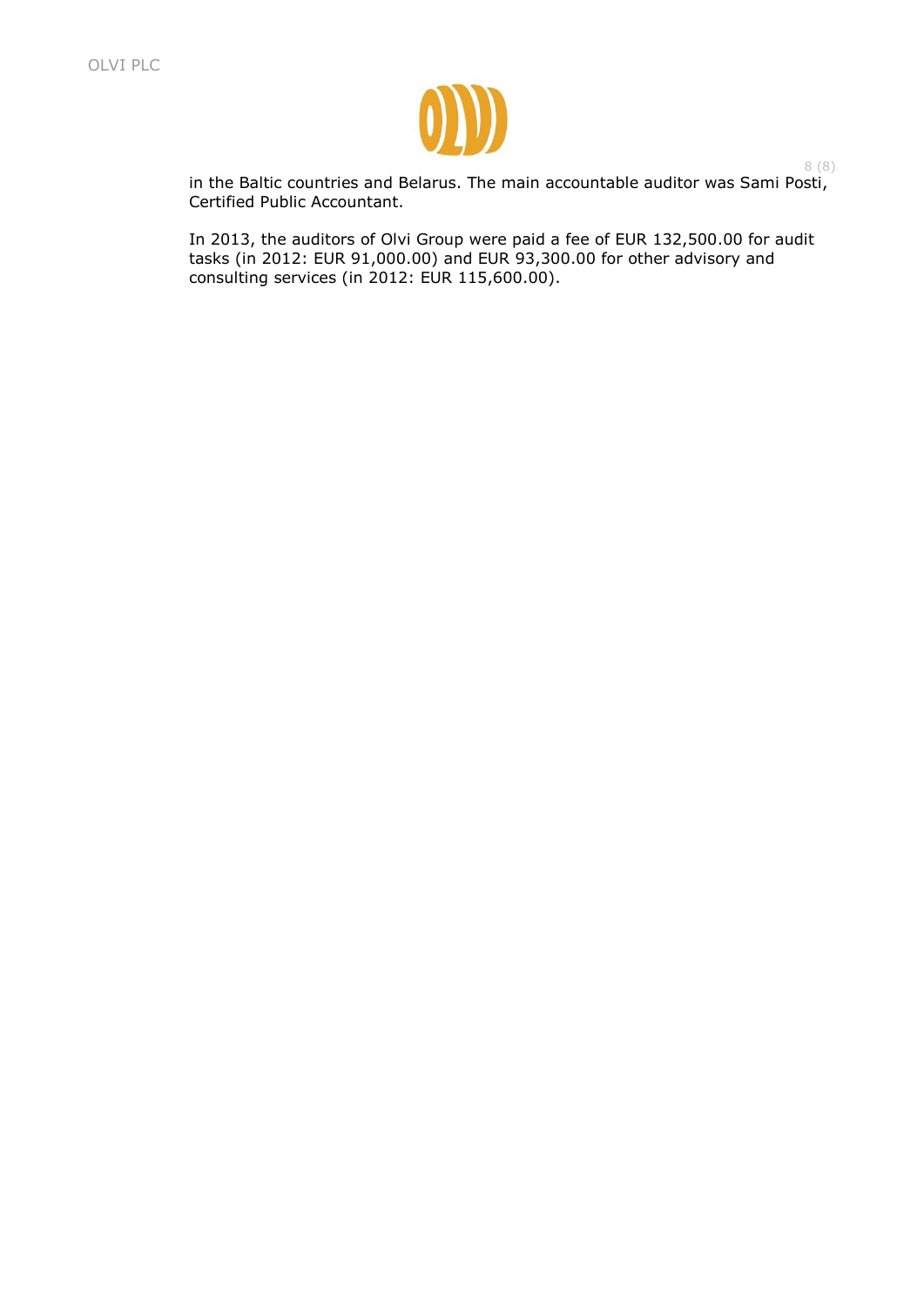in the Baltic countries and Belarus. The main accountable auditor was Sami Posti, Certified Public Accountant.

In 2013, the auditors of Olvi Group were paid a fee of EUR 132,500.00 for audit tasks (in 2012: EUR 91,000.00) and EUR 93,300.00 for other advisory and consulting services (in 2012: EUR 115,600.00).